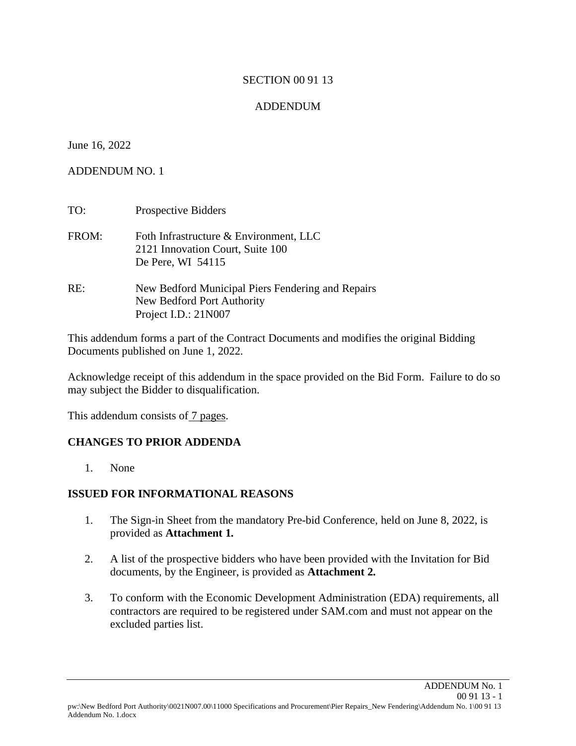SECTION 00 91 13

ADDENDUM

June 16, 2022

ADDENDUM NO. 1

TO: Prospective Bidders

FROM: Foth Infrastructure & Environment, LLC
2121 Innovation Court, Suite 100
De Pere, WI 54115

RE: New Bedford Municipal Piers Fendering and Repairs
New Bedford Port Authority
Project I.D.: 21N007

This addendum forms a part of the Contract Documents and modifies the original Bidding Documents published on June 1, 2022.

Acknowledge receipt of this addendum in the space provided on the Bid Form. Failure to do so may subject the Bidder to disqualification.

This addendum consists of 7 pages.

**CHANGES TO PRIOR ADDENDA**

1. None

**ISSUED FOR INFORMATIONAL REASONS**

1. The Sign-in Sheet from the mandatory Pre-bid Conference, held on June 8, 2022, is provided as **Attachment 1.**

2. A list of the prospective bidders who have been provided with the Invitation for Bid documents, by the Engineer, is provided as **Attachment 2.**

3. To conform with the Economic Development Administration (EDA) requirements, all contractors are required to be registered under SAM.com and must not appear on the excluded parties list.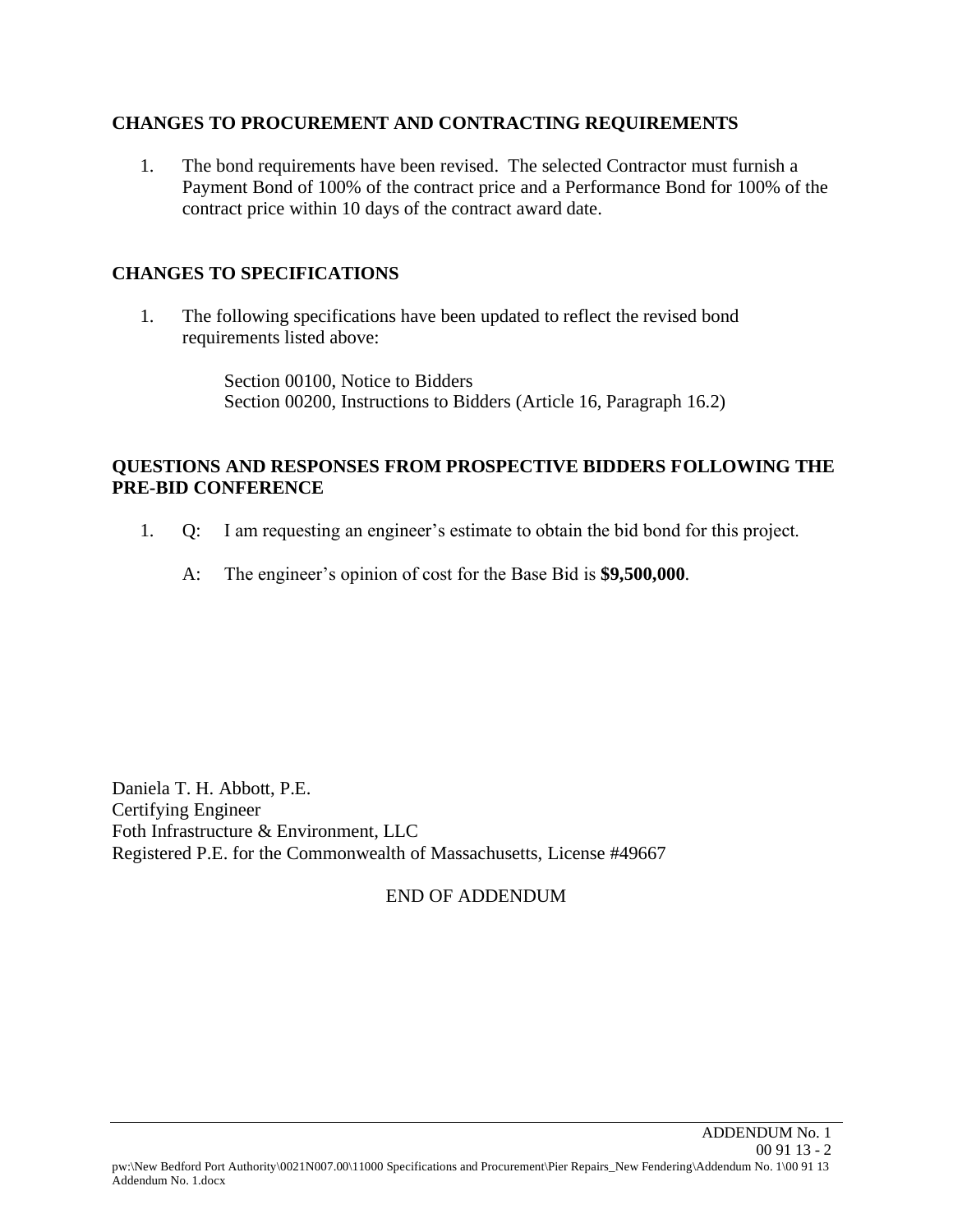## CHANGES TO PROCUREMENT AND CONTRACTING REQUIREMENTS

1. The bond requirements have been revised. The selected Contractor must furnish a Payment Bond of 100% of the contract price and a Performance Bond for 100% of the contract price within 10 days of the contract award date.

## CHANGES TO SPECIFICATIONS

1. The following specifications have been updated to reflect the revised bond requirements listed above:

   Section 00100, Notice to Bidders
   Section 00200, Instructions to Bidders (Article 16, Paragraph 16.2)

## QUESTIONS AND RESPONSES FROM PROSPECTIVE BIDDERS FOLLOWING THE PRE-BID CONFERENCE

1. Q: I am requesting an engineer's estimate to obtain the bid bond for this project.

   A: The engineer's opinion of cost for the Base Bid is **$9,500,000**.

Daniela T. H. Abbott, P.E.
Certifying Engineer
Foth Infrastructure & Environment, LLC
Registered P.E. for the Commonwealth of Massachusetts, License #49667

END OF ADDENDUM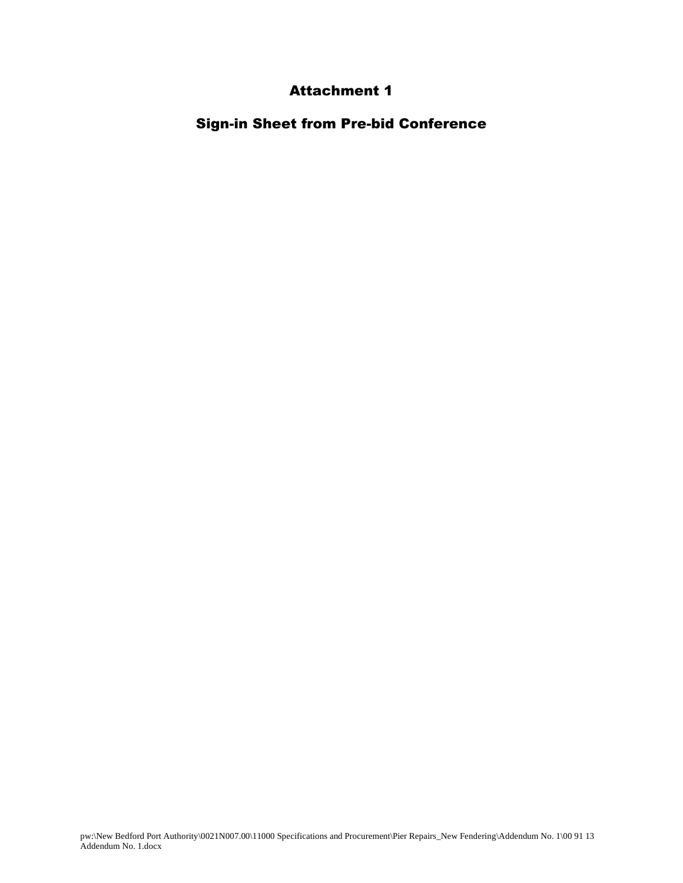# Attachment 1

## Sign-in Sheet from Pre-bid Conference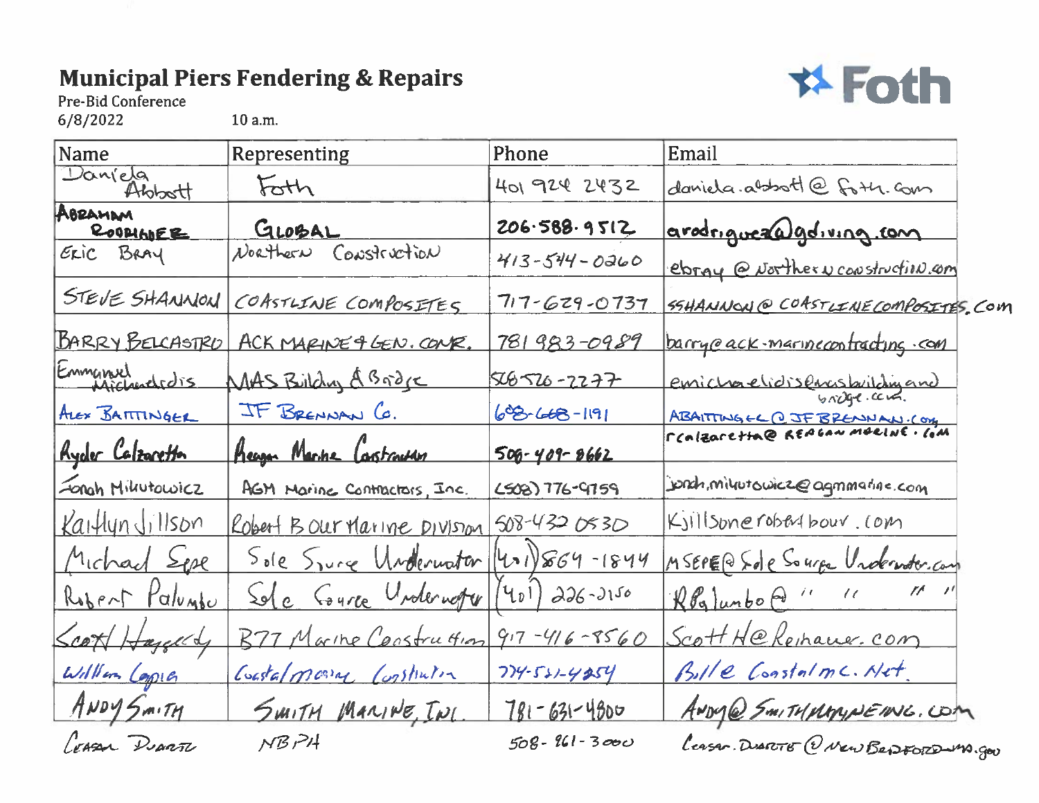# Municipal Piers Fendering & Repairs

Pre-Bid Conference
6/8/2022 10 a.m.

Foth

| Name | Representing | Phone | Email |
|---|---|---|---|
| Daniela Abbott | Foth | 401 924 2432 | daniela.abbott@foth.com |
| ABRAHAM RODRIGUEZ | GLOBAL | 206-588-9512 | arodriguez@gdiving.com |
| ERIC BRAY | Northern Construction | 413-544-0260 | ebray@northernconstruction.com |
| STEVE SHANNON | COASTLINE COMPOSITES | 717-629-0737 | SSHANNON@COASTLINECOMPOSITES.COM |
| BARRY BELCASTRO | ACK MARINE & GEN. CONTR. | 781 983-0989 | barry@ack-marinecontracting.com |
| Emmanuel Michaelidis | MAS Building & Bridge | 508-520-2277 | emichaelidis@masbuildingandbridge.com |
| ALEX BAITTINGER | JF BRENNAN Co. | 608-668-1191 | ABAITTINGER@JFBRENNAN.COM |
| Ryder Calzaretta | Reagan Marine Construction | 508-409-8662 | rcalzaretta@REAGANMARINE.COM |
| Jonah Mikutowicz | AGM Marine Contractors, Inc. | (508) 776-9759 | jonah.mikutowicz@agmmarine.com |
| Kaitlyn Jillson | Robert B Our Marine Division | 508-432 0530 | Kjillson@robertbour.com |
| Michael Sepe | Sole Source Underwater | (401) 864-1844 | MSEPE@SoleSourceUnderwater.com |
| Robert Palumbo | Sole Source Underwater | (401) 226-2150 | RPalumbo@ " " " " |
| Scott Haggerty | B77 Marine Construction | 917-416-8560 | ScottH@Reinauer.com |
| William Coppia | Coastal Marine Construction | 774-521-4254 | Bill@CoastalMC.Net |
| ANDY SMITH | SMITH MARINE, INC. | 781-631-4800 | ANDY@SMITHMARINEINC.COM |
| CEASAR DUARTE | NBPA | 508-961-3000 | Ceasar.Duarte@NewBedford-MA.gov |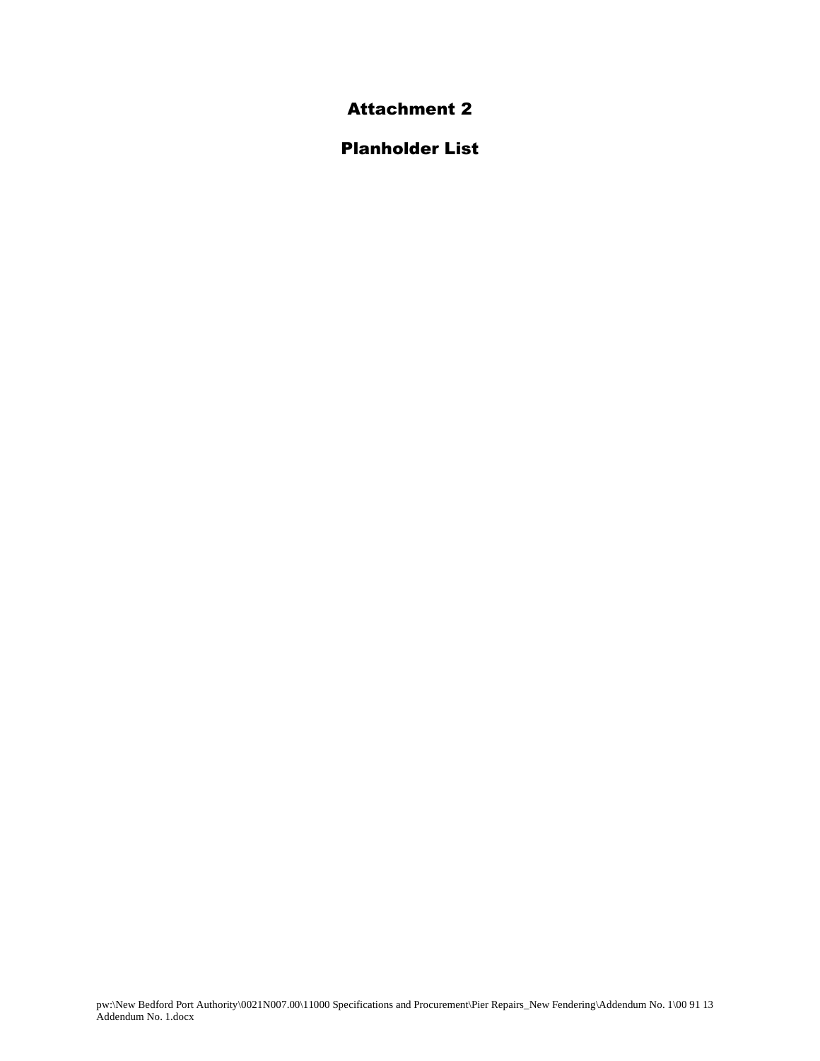# Attachment 2

# Planholder List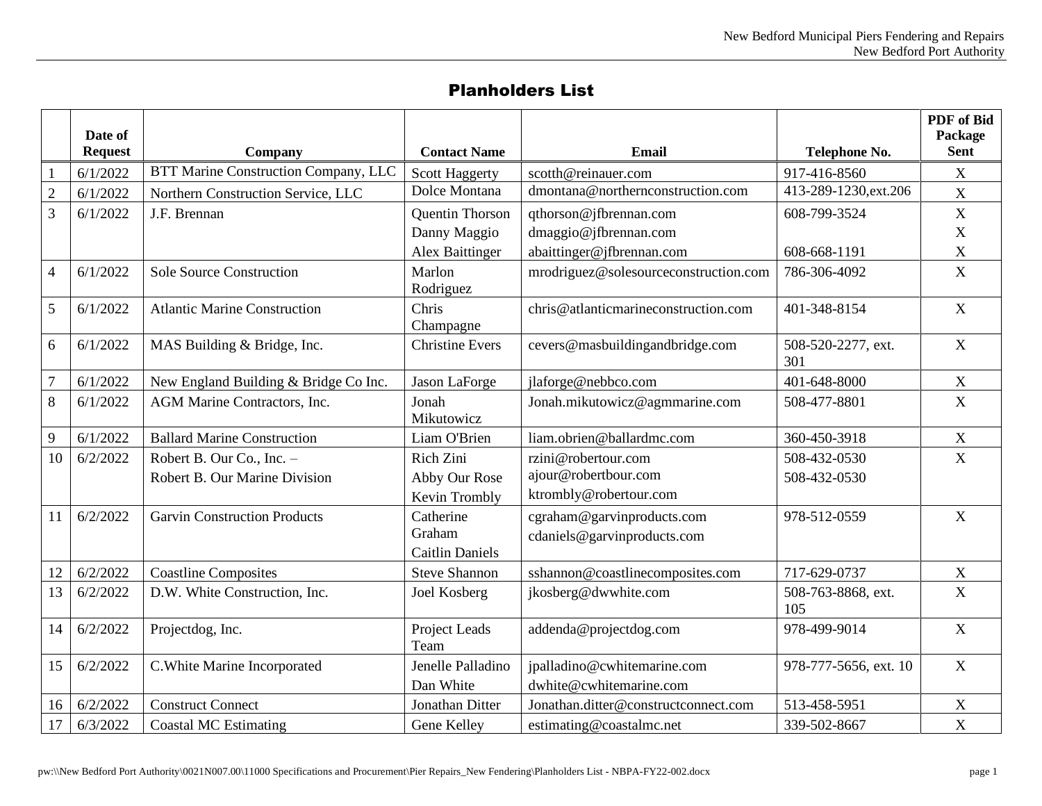## Planholders List

| | Date of Request | Company | Contact Name | Email | Telephone No. | PDF of Bid Package Sent |
|---|---|---|---|---|---|---|
| 1 | 6/1/2022 | BTT Marine Construction Company, LLC | Scott Haggerty | scotth@reinauer.com | 917-416-8560 | X |
| 2 | 6/1/2022 | Northern Construction Service, LLC | Dolce Montana | dmontana@northernconstruction.com | 413-289-1230,ext.206 | X |
| 3 | 6/1/2022 | J.F. Brennan | Quentin Thorson<br>Danny Maggio<br>Alex Baittinger | qthorson@jfbrennan.com<br>dmaggio@jfbrennan.com<br>abaittinger@jfbrennan.com | 608-799-3524<br><br>608-668-1191 | X<br>X<br>X |
| 4 | 6/1/2022 | Sole Source Construction | Marlon Rodriguez | mrodriguez@solesourceconstruction.com | 786-306-4092 | X |
| 5 | 6/1/2022 | Atlantic Marine Construction | Chris Champagne | chris@atlanticmarineconstruction.com | 401-348-8154 | X |
| 6 | 6/1/2022 | MAS Building & Bridge, Inc. | Christine Evers | cevers@masbuildingandbridge.com | 508-520-2277, ext. 301 | X |
| 7 | 6/1/2022 | New England Building & Bridge Co Inc. | Jason LaForge | jlaforge@nebbco.com | 401-648-8000 | X |
| 8 | 6/1/2022 | AGM Marine Contractors, Inc. | Jonah Mikutowicz | Jonah.mikutowicz@agmmarine.com | 508-477-8801 | X |
| 9 | 6/1/2022 | Ballard Marine Construction | Liam O'Brien | liam.obrien@ballardmc.com | 360-450-3918 | X |
| 10 | 6/2/2022 | Robert B. Our Co., Inc. –<br>Robert B. Our Marine Division | Rich Zini<br>Abby Our Rose<br>Kevin Trombly | rzini@robertour.com<br>ajour@robertbour.com<br>ktrombly@robertour.com | 508-432-0530<br>508-432-0530 | X |
| 11 | 6/2/2022 | Garvin Construction Products | Catherine Graham<br>Caitlin Daniels | cgraham@garvinproducts.com<br>cdaniels@garvinproducts.com | 978-512-0559 | X |
| 12 | 6/2/2022 | Coastline Composites | Steve Shannon | sshannon@coastlinecomposites.com | 717-629-0737 | X |
| 13 | 6/2/2022 | D.W. White Construction, Inc. | Joel Kosberg | jkosberg@dwwhite.com | 508-763-8868, ext. 105 | X |
| 14 | 6/2/2022 | Projectdog, Inc. | Project Leads Team | addenda@projectdog.com | 978-499-9014 | X |
| 15 | 6/2/2022 | C.White Marine Incorporated | Jenelle Palladino<br>Dan White | jpalladino@cwhitemarine.com<br>dwhite@cwhitemarine.com | 978-777-5656, ext. 10 | X |
| 16 | 6/2/2022 | Construct Connect | Jonathan Ditter | Jonathan.ditter@constructconnect.com | 513-458-5951 | X |
| 17 | 6/3/2022 | Coastal MC Estimating | Gene Kelley | estimating@coastalmc.net | 339-502-8667 | X |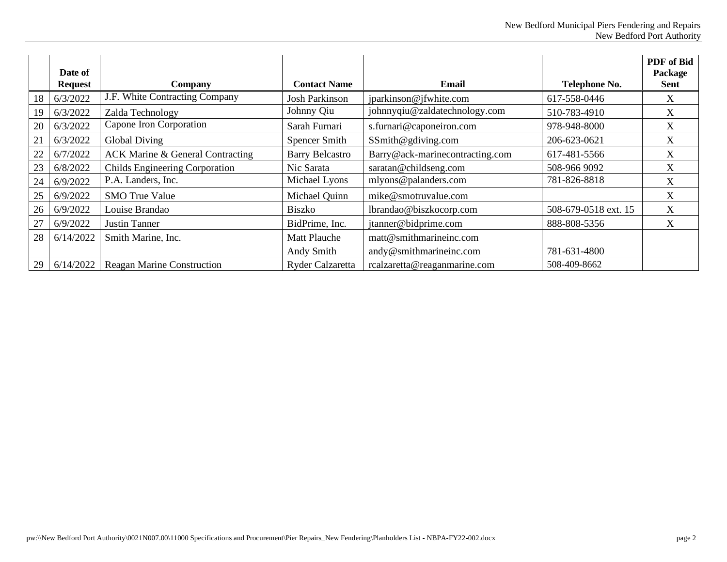| | Date of Request | Company | Contact Name | Email | Telephone No. | PDF of Bid Package Sent |
|---|---|---|---|---|---|---|
| 18 | 6/3/2022 | J.F. White Contracting Company | Josh Parkinson | jparkinson@jfwhite.com | 617-558-0446 | X |
| 19 | 6/3/2022 | Zalda Technology | Johnny Qiu | johnnyqiu@zaldatechnology.com | 510-783-4910 | X |
| 20 | 6/3/2022 | Capone Iron Corporation | Sarah Furnari | s.furnari@caponeiron.com | 978-948-8000 | X |
| 21 | 6/3/2022 | Global Diving | Spencer Smith | SSmith@gdiving.com | 206-623-0621 | X |
| 22 | 6/7/2022 | ACK Marine & General Contracting | Barry Belcastro | Barry@ack-marinecontracting.com | 617-481-5566 | X |
| 23 | 6/8/2022 | Childs Engineering Corporation | Nic Sarata | saratan@childseng.com | 508-966 9092 | X |
| 24 | 6/9/2022 | P.A. Landers, Inc. | Michael Lyons | mlyons@palanders.com | 781-826-8818 | X |
| 25 | 6/9/2022 | SMO True Value | Michael Quinn | mike@smotruvalue.com | | X |
| 26 | 6/9/2022 | Louise Brandao | Biszko | lbrandao@biszkocorp.com | 508-679-0518 ext. 15 | X |
| 27 | 6/9/2022 | Justin Tanner | BidPrime, Inc. | jtanner@bidprime.com | 888-808-5356 | X |
| 28 | 6/14/2022 | Smith Marine, Inc. | Matt Plauche<br>Andy Smith | matt@smithmarineinc.com<br>andy@smithmarineinc.com | 781-631-4800 | |
| 29 | 6/14/2022 | Reagan Marine Construction | Ryder Calzaretta | rcalzaretta@reaganmarine.com | 508-409-8662 | |